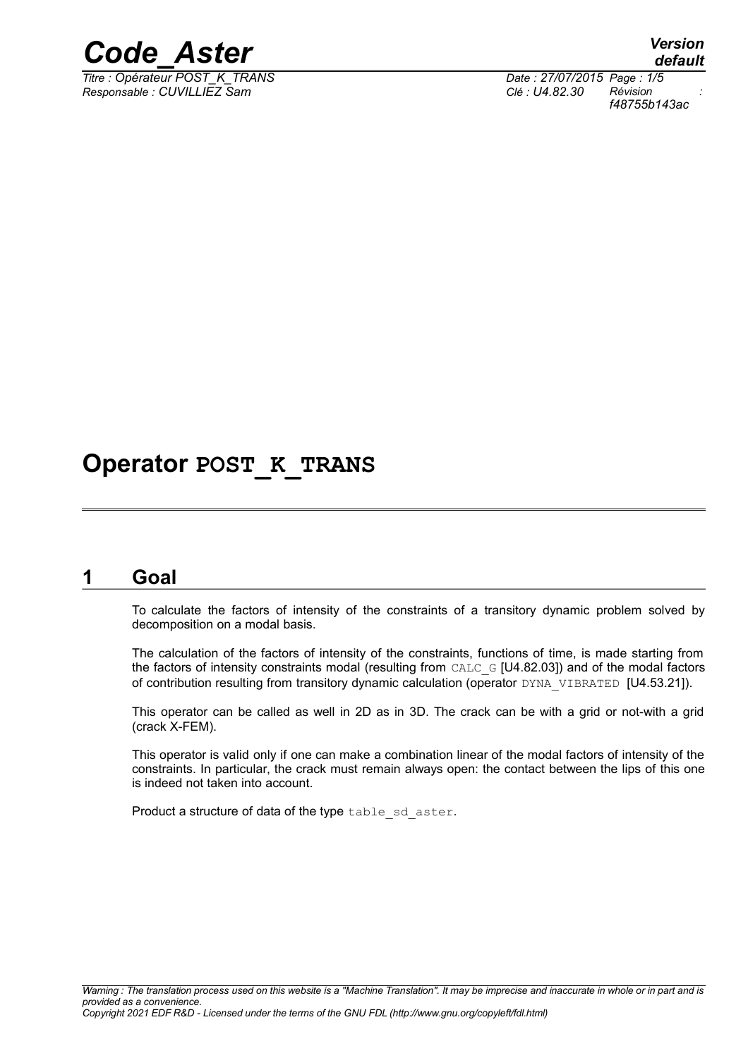# Operator POST_K_TRANS

## 1 Goal

To calculate the factors of intensity of the constraints of a transitory dynamic problem solved by decomposition on a modal basis.

The calculation of the factors of intensity of the constraints, functions of time, is made starting from the factors of intensity constraints modal (resulting from CALC_G [U4.82.03]) and of the modal factors of contribution resulting from transitory dynamic calculation (operator DYNA_VIBRATED [U4.53.21]).

This operator can be called as well in 2D as in 3D. The crack can be with a grid or not-with a grid (crack X-FEM).

This operator is valid only if one can make a combination linear of the modal factors of intensity of the constraints. In particular, the crack must remain always open: the contact between the lips of this one is indeed not taken into account.

Product a structure of data of the type table_sd_aster.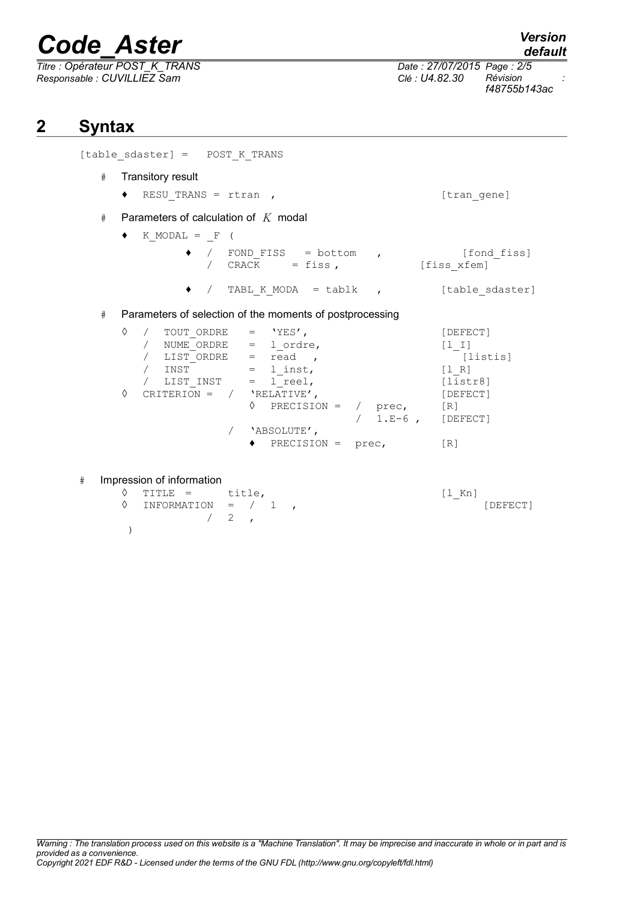## 2 Syntax

```
[table_sdaster] =   POST_K_TRANS

    #   Transitory result

        ♦  RESU_TRANS = rtran  ,                           [tran_gene]

    #   Parameters of calculation of  K  modal

        ♦  K_MODAL = _F (

                ♦  /  FOND_FISS    = bottom   ,              [fond_fiss]
                   /  CRACK        = fiss ,             [fiss_xfem]

                ♦  /  TABL_K_MODA  = tablk   ,         [table_sdaster]

    #   Parameters of selection of the moments of postprocessing

        ◊  /  TOUT_ORDRE   =  'YES',                      [DEFECT]
           /  NUME_ORDRE   =  l_ordre,                    [l_I]
           /  LIST_ORDRE   =  read  ,                        [listis]
           /  INST         =  l_inst,                     [l_R]
           /  LIST_INST    =  l_reel,                     [listr8]
        ◊  CRITERION =  /  'RELATIVE',                    [DEFECT]
                           ◊  PRECISION =  /  prec,       [R]
                                           /  1.E-6 ,   [DEFECT]
                        /  'ABSOLUTE',
                           ♦  PRECISION =  prec,          [R]

#   Impression of information
        ◊  TITLE =       title,                          [l_Kn]
        ◊  INFORMATION  =  /  1   ,                           [DEFECT]
                           /  2   ,
    )
```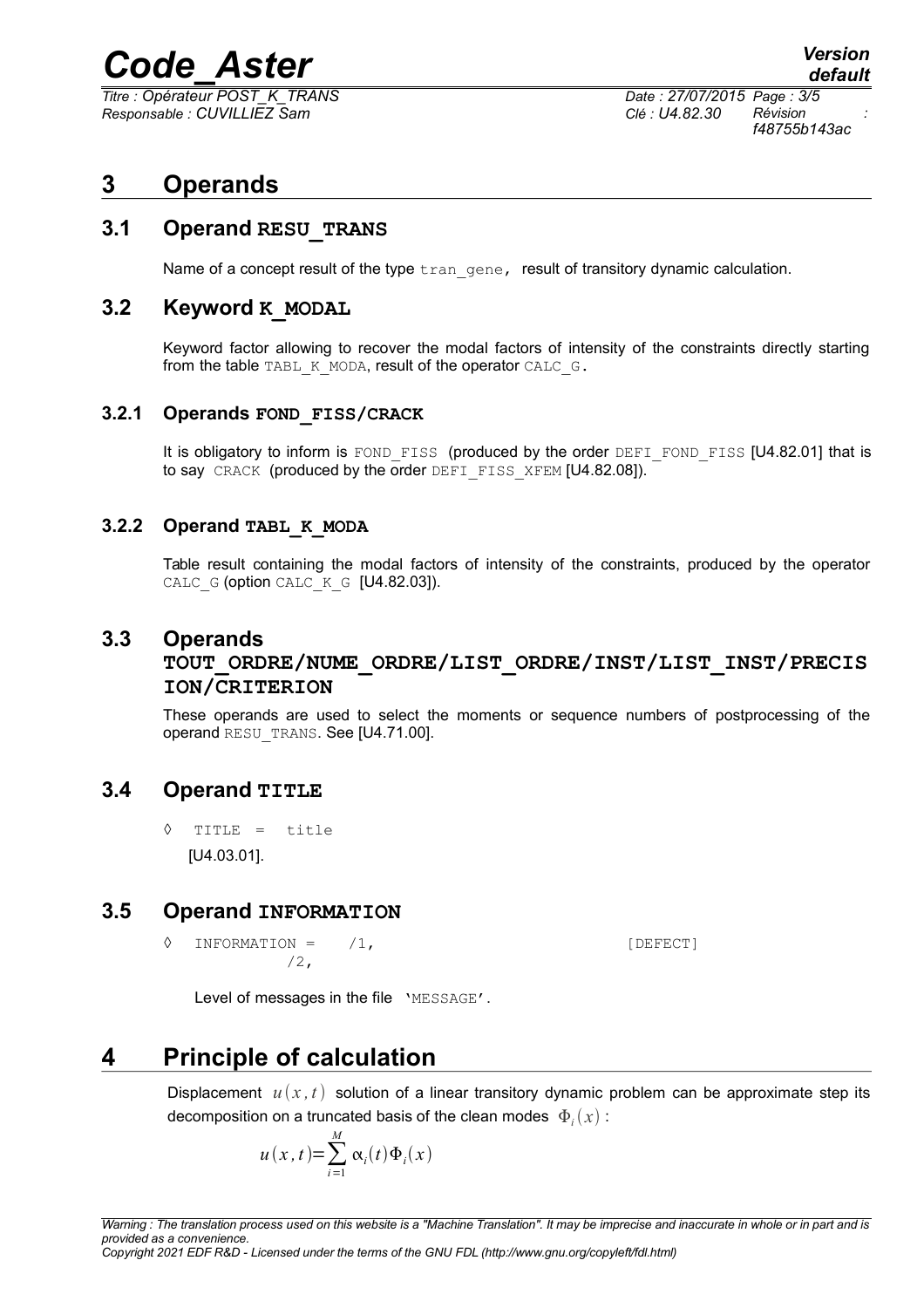# 3 Operands

## 3.1 Operand RESU_TRANS

Name of a concept result of the type `tran_gene`, result of transitory dynamic calculation.

## 3.2 Keyword K_MODAL

Keyword factor allowing to recover the modal factors of intensity of the constraints directly starting from the table TABL_K_MODA, result of the operator CALC_G.

### 3.2.1 Operands FOND_FISS/CRACK

It is obligatory to inform is FOND_FISS (produced by the order DEFI_FOND_FISS [U4.82.01] that is to say CRACK (produced by the order DEFI_FISS_XFEM [U4.82.08]).

### 3.2.2 Operand TABL_K_MODA

Table result containing the modal factors of intensity of the constraints, produced by the operator CALC_G (option CALC_K_G [U4.82.03]).

## 3.3 Operands TOUT_ORDRE/NUME_ORDRE/LIST_ORDRE/INST/LIST_INST/PRECISION/CRITERION

These operands are used to select the moments or sequence numbers of postprocessing of the operand RESU_TRANS. See [U4.71.00].

## 3.4 Operand TITLE

```
◊  TITLE  =  title
```

[U4.03.01].

## 3.5 Operand INFORMATION

```
◊  INFORMATION =    /1,                              [DEFECT]
                    /2,
```

Level of messages in the file 'MESSAGE'.

# 4 Principle of calculation

Displacement $u(x,t)$ solution of a linear transitory dynamic problem can be approximate step its decomposition on a truncated basis of the clean modes $\Phi_i(x)$ :

$$u(x,t)=\sum_{i=1}^{M}\alpha_i(t)\Phi_i(x)$$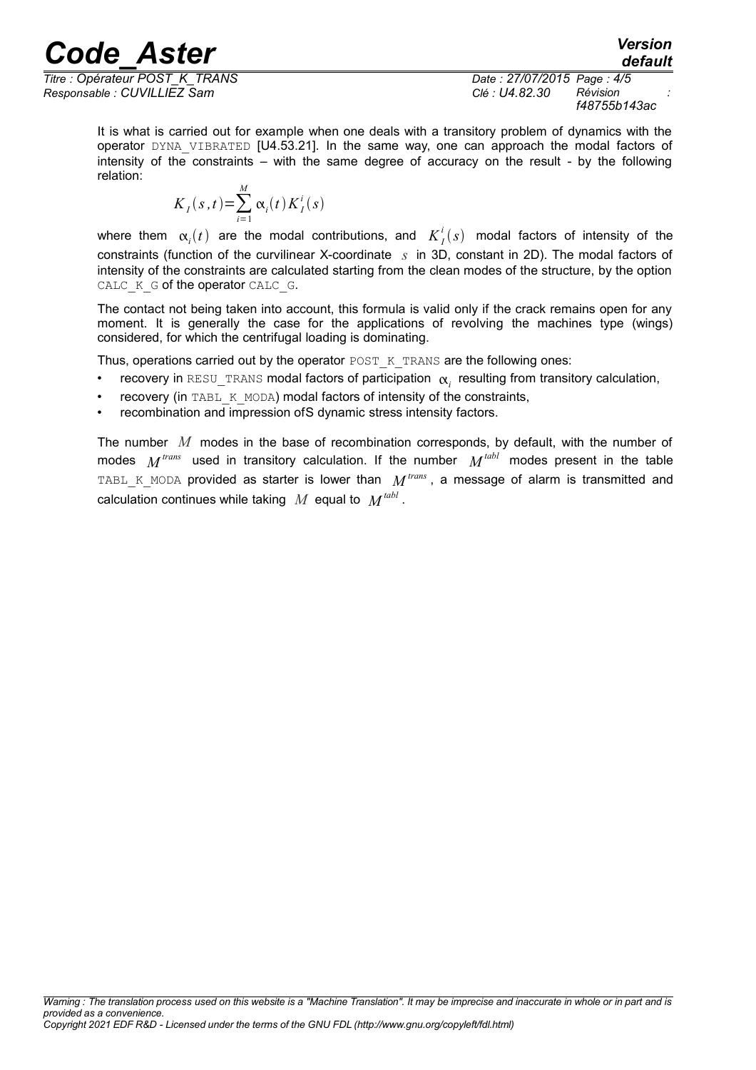It is what is carried out for example when one deals with a transitory problem of dynamics with the operator DYNA_VIBRATED [U4.53.21]. In the same way, one can approach the modal factors of intensity of the constraints – with the same degree of accuracy on the result - by the following relation:

$$K_I(s,t)=\sum_{i=1}^{M} \alpha_i(t) K_I^i(s)$$

where them $\alpha_i(t)$ are the modal contributions, and $K_I^i(s)$ modal factors of intensity of the constraints (function of the curvilinear X-coordinate $s$ in 3D, constant in 2D). The modal factors of intensity of the constraints are calculated starting from the clean modes of the structure, by the option CALC_K_G of the operator CALC_G.

The contact not being taken into account, this formula is valid only if the crack remains open for any moment. It is generally the case for the applications of revolving the machines type (wings) considered, for which the centrifugal loading is dominating.

Thus, operations carried out by the operator POST_K_TRANS are the following ones:

- recovery in RESU_TRANS modal factors of participation $\alpha_i$ resulting from transitory calculation,
- recovery (in TABL_K_MODA) modal factors of intensity of the constraints,
- recombination and impression ofS dynamic stress intensity factors.

The number $M$ modes in the base of recombination corresponds, by default, with the number of modes $M^{trans}$ used in transitory calculation. If the number $M^{tabl}$ modes present in the table TABL_K_MODA provided as starter is lower than $M^{trans}$, a message of alarm is transmitted and calculation continues while taking $M$ equal to $M^{tabl}$.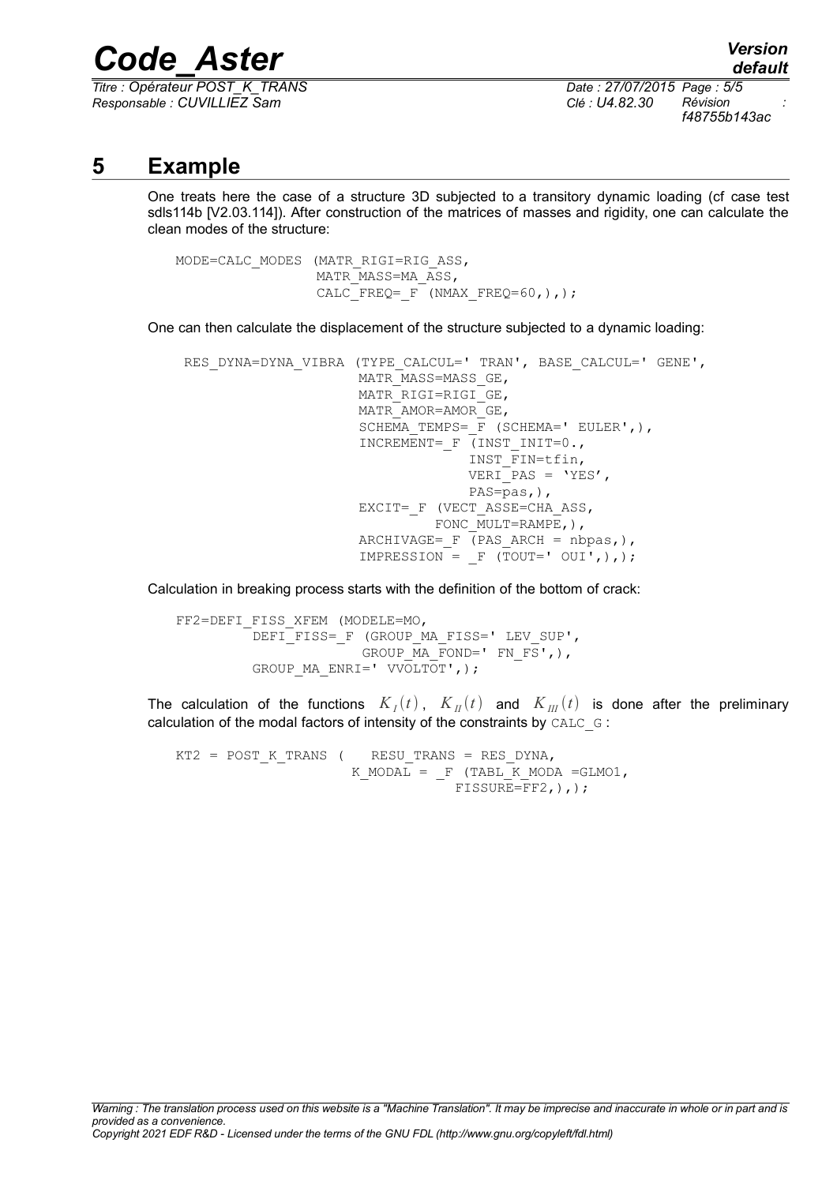# 5 Example

One treats here the case of a structure 3D subjected to a transitory dynamic loading (cf case test sdls114b [V2.03.114]). After construction of the matrices of masses and rigidity, one can calculate the clean modes of the structure:

```
MODE=CALC_MODES (MATR_RIGI=RIG_ASS,
                 MATR_MASS=MA_ASS,
                 CALC_FREQ=_F (NMAX_FREQ=60,),);
```

One can then calculate the displacement of the structure subjected to a dynamic loading:

```
RES_DYNA=DYNA_VIBRA (TYPE_CALCUL=' TRAN', BASE_CALCUL=' GENE',
                     MATR_MASS=MASS_GE,
                     MATR_RIGI=RIGI_GE,
                     MATR_AMOR=AMOR_GE,
                     SCHEMA_TEMPS=_F (SCHEMA=' EULER',),
                     INCREMENT=_F (INST_INIT=0.,
                                   INST_FIN=tfin,
                                   VERI_PAS = 'YES',
                                   PAS=pas,),
                     EXCIT=_F (VECT_ASSE=CHA_ASS,
                               FONC_MULT=RAMPE,),
                     ARCHIVAGE=_F (PAS_ARCH = nbpas,),
                     IMPRESSION = _F (TOUT=' OUI',),);
```

Calculation in breaking process starts with the definition of the bottom of crack:

```
FF2=DEFI_FISS_XFEM (MODELE=MO,
         DEFI_FISS=_F (GROUP_MA_FISS=' LEV_SUP',
                       GROUP_MA_FOND=' FN_FS',),
         GROUP_MA_ENRI=' VVOLTOT',);
```

The calculation of the functions $K_I(t)$, $K_{II}(t)$ and $K_{III}(t)$ is done after the preliminary calculation of the modal factors of intensity of the constraints by CALC_G :

```
KT2 = POST_K_TRANS (   RESU_TRANS = RES_DYNA,
                    K_MODAL = _F (TABL_K_MODA =GLMO1,
                                  FISSURE=FF2,),);
```